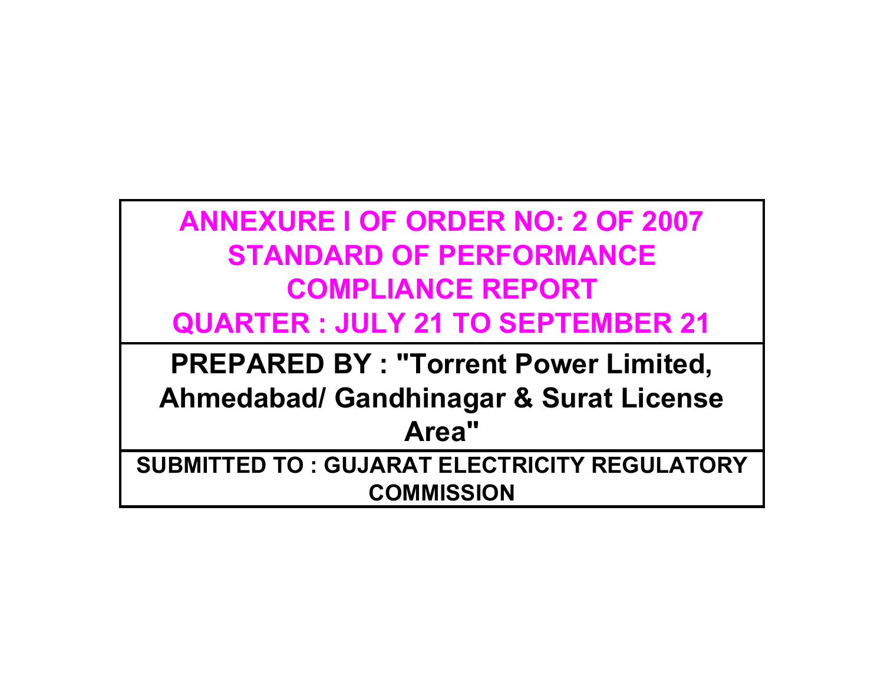# ANNEXURE I OF ORDER NO: 2 OF 2007
# STANDARD OF PERFORMANCE
# COMPLIANCE REPORT
# QUARTER : JULY 21 TO SEPTEMBER 21

**PREPARED BY : "Torrent Power Limited, Ahmedabad/ Gandhinagar & Surat License Area"**

**SUBMITTED TO : GUJARAT ELECTRICITY REGULATORY COMMISSION**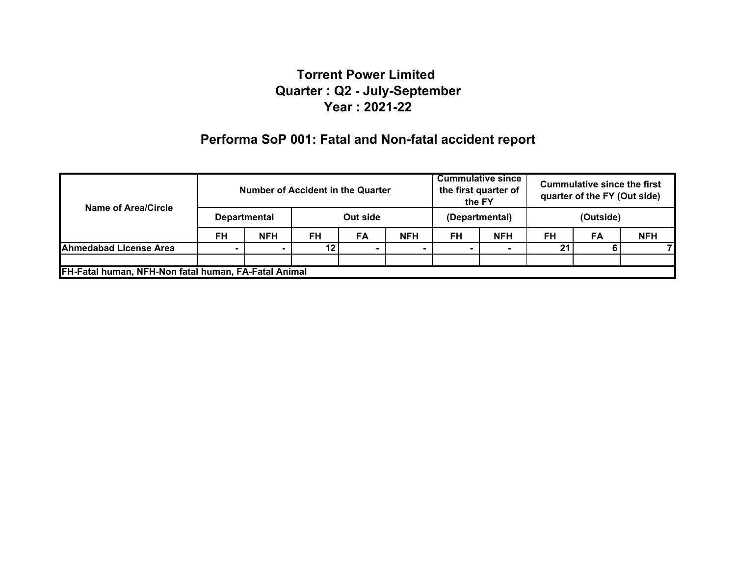# Torrent Power Limited
## Quarter : Q2 - July-September
## Year : 2021-22

## Performa SoP 001: Fatal and Non-fatal accident report

| Name of Area/Circle | Number of Accident in the Quarter | | | | | Cummulative since the first quarter of the FY | | Cummulative since the first quarter of the FY (Out side) | | |
|---|---|---|---|---|---|---|---|---|---|---|
| | Departmental | | Out side | | | (Departmental) | | (Outside) | | |
| | FH | NFH | FH | FA | NFH | FH | NFH | FH | FA | NFH |
| Ahmedabad License Area | - | - | 12 | - | - | - | - | 21 | 6 | 7 |
| | | | | | | | | | | |
| FH-Fatal human, NFH-Non fatal human, FA-Fatal Animal | | | | | | | | | | |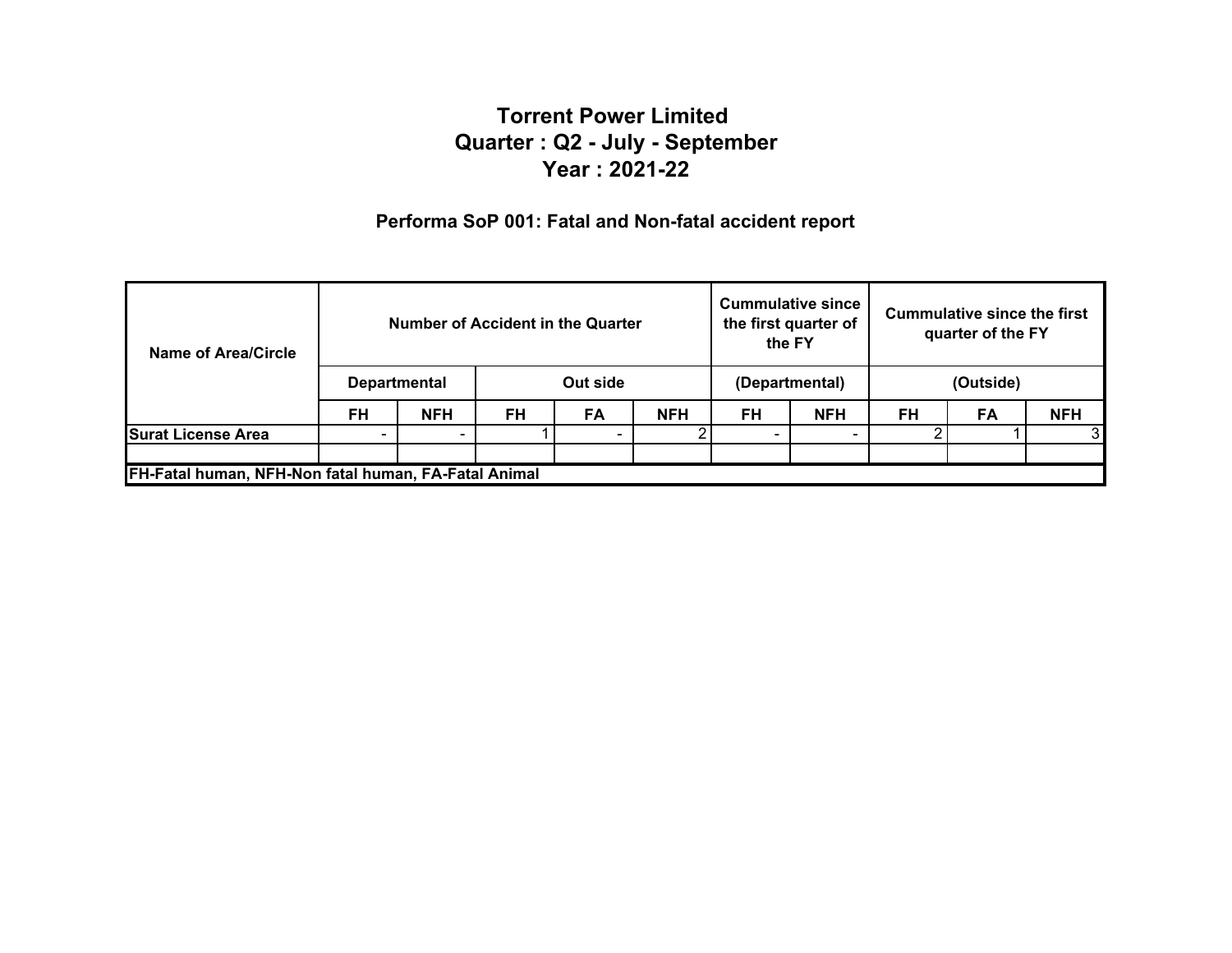# Torrent Power Limited
## Quarter : Q2 - July - September
## Year : 2021-22

### Performa SoP 001: Fatal and Non-fatal accident report

| Name of Area/Circle | Number of Accident in the Quarter | | | | | Cummulative since the first quarter of the FY | | Cummulative since the first quarter of the FY | | |
|---|---|---|---|---|---|---|---|---|---|---|
| | Departmental | | Out side | | | (Departmental) | | (Outside) | | |
| | FH | NFH | FH | FA | NFH | FH | NFH | FH | FA | NFH |
| **Surat License Area** | - | - | 1 | - | 2 | - | - | 2 | 1 | 3 |
| | | | | | | | | | | |
| **FH-Fatal human, NFH-Non fatal human, FA-Fatal Animal** | | | | | | | | | | |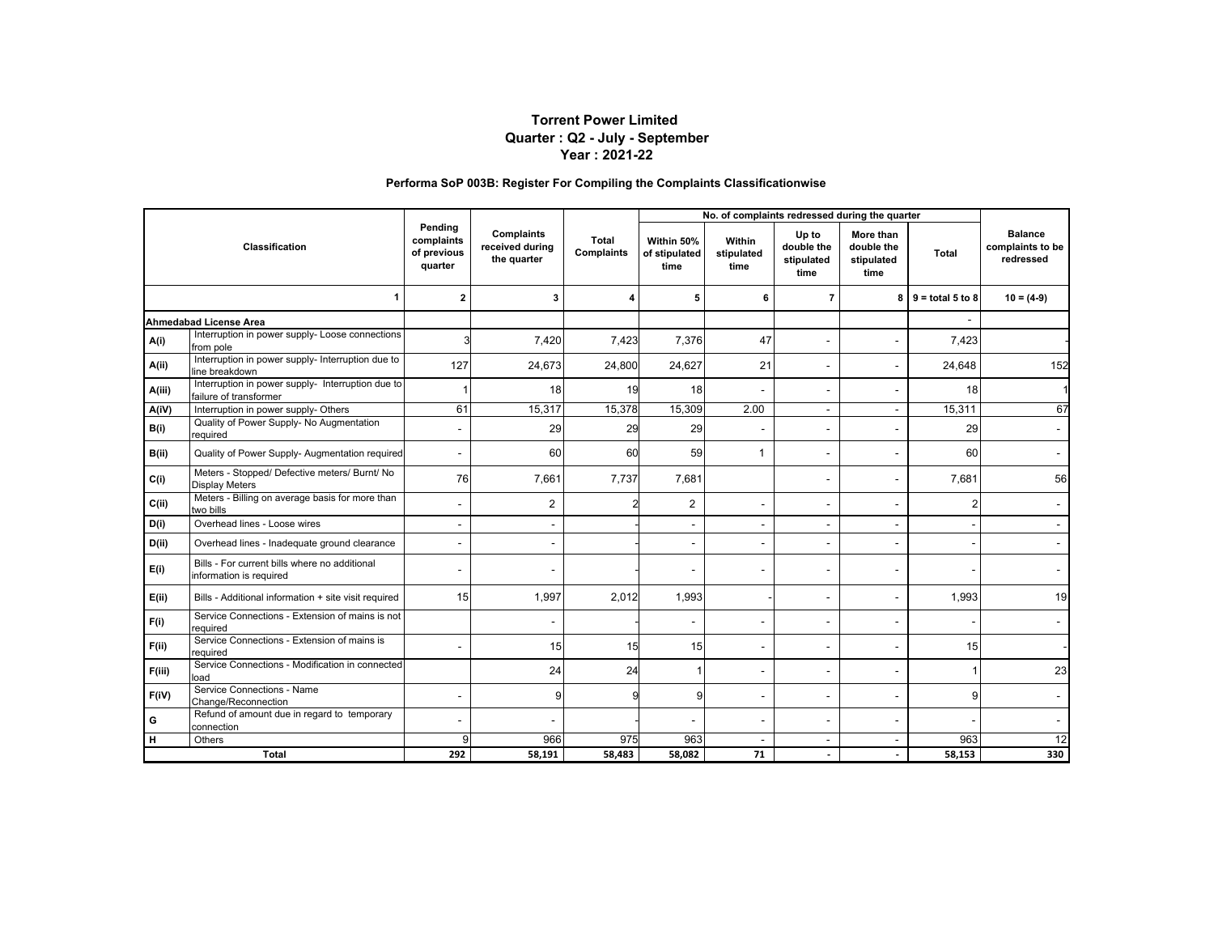# Torrent Power Limited
## Quarter : Q2 - July - September
## Year : 2021-22

### Performa SoP 003B: Register For Compiling the Complaints Classificationwise

| Classification | | Pending complaints of previous quarter | Complaints received during the quarter | Total Complaints | No. of complaints redressed during the quarter | | | | | Balance complaints to be redressed |
|---|---|---|---|---|---|---|---|---|---|---|
| | | | | | Within 50% of stipulated time | Within stipulated time | Up to double the stipulated time | More than double the stipulated time | Total | |
| | 1 | 2 | 3 | 4 | 5 | 6 | 7 | 8 | 9 = total 5 to 8 | 10 = (4-9) |
| **Ahmedabad License Area** | | | | | | | | | - | |
| A(i) | Interruption in power supply- Loose connections from pole | 3 | 7,420 | 7,423 | 7,376 | 47 | - | - | 7,423 | - |
| A(ii) | Interruption in power supply- Interruption due to line breakdown | 127 | 24,673 | 24,800 | 24,627 | 21 | - | - | 24,648 | 152 |
| A(iii) | Interruption in power supply- Interruption due to failure of transformer | 1 | 18 | 19 | 18 | - | - | - | 18 | 1 |
| A(iV) | Interruption in power supply- Others | 61 | 15,317 | 15,378 | 15,309 | 2.00 | - | - | 15,311 | 67 |
| B(i) | Quality of Power Supply- No Augmentation required | - | 29 | 29 | 29 | - | - | - | 29 | - |
| B(ii) | Quality of Power Supply- Augmentation required | - | 60 | 60 | 59 | 1 | - | - | 60 | - |
| C(i) | Meters - Stopped/ Defective meters/ Burnt/ No Display Meters | 76 | 7,661 | 7,737 | 7,681 | | - | - | 7,681 | 56 |
| C(ii) | Meters - Billing on average basis for more than two bills | - | 2 | 2 | 2 | - | - | - | 2 | - |
| D(i) | Overhead lines - Loose wires | - | - | - | - | - | - | - | - | - |
| D(ii) | Overhead lines - Inadequate ground clearance | - | - | - | - | - | - | - | - | - |
| E(i) | Bills - For current bills where no additional information is required | - | - | - | - | - | - | - | - | - |
| E(ii) | Bills - Additional information + site visit required | 15 | 1,997 | 2,012 | 1,993 | - | - | - | 1,993 | 19 |
| F(i) | Service Connections - Extension of mains is not required | | - | - | - | - | - | - | - | - |
| F(ii) | Service Connections - Extension of mains is required | - | 15 | 15 | 15 | - | - | - | 15 | - |
| F(iii) | Service Connections - Modification in connected load | | 24 | 24 | 1 | - | - | - | 1 | 23 |
| F(iV) | Service Connections - Name Change/Reconnection | - | 9 | 9 | 9 | - | - | - | 9 | - |
| G | Refund of amount due in regard to temporary connection | - | - | - | - | - | - | - | - | - |
| H | Others | 9 | 966 | 975 | 963 | - | - | - | 963 | 12 |
| **Total** | | **292** | **58,191** | **58,483** | **58,082** | **71** | **-** | **-** | **58,153** | **330** |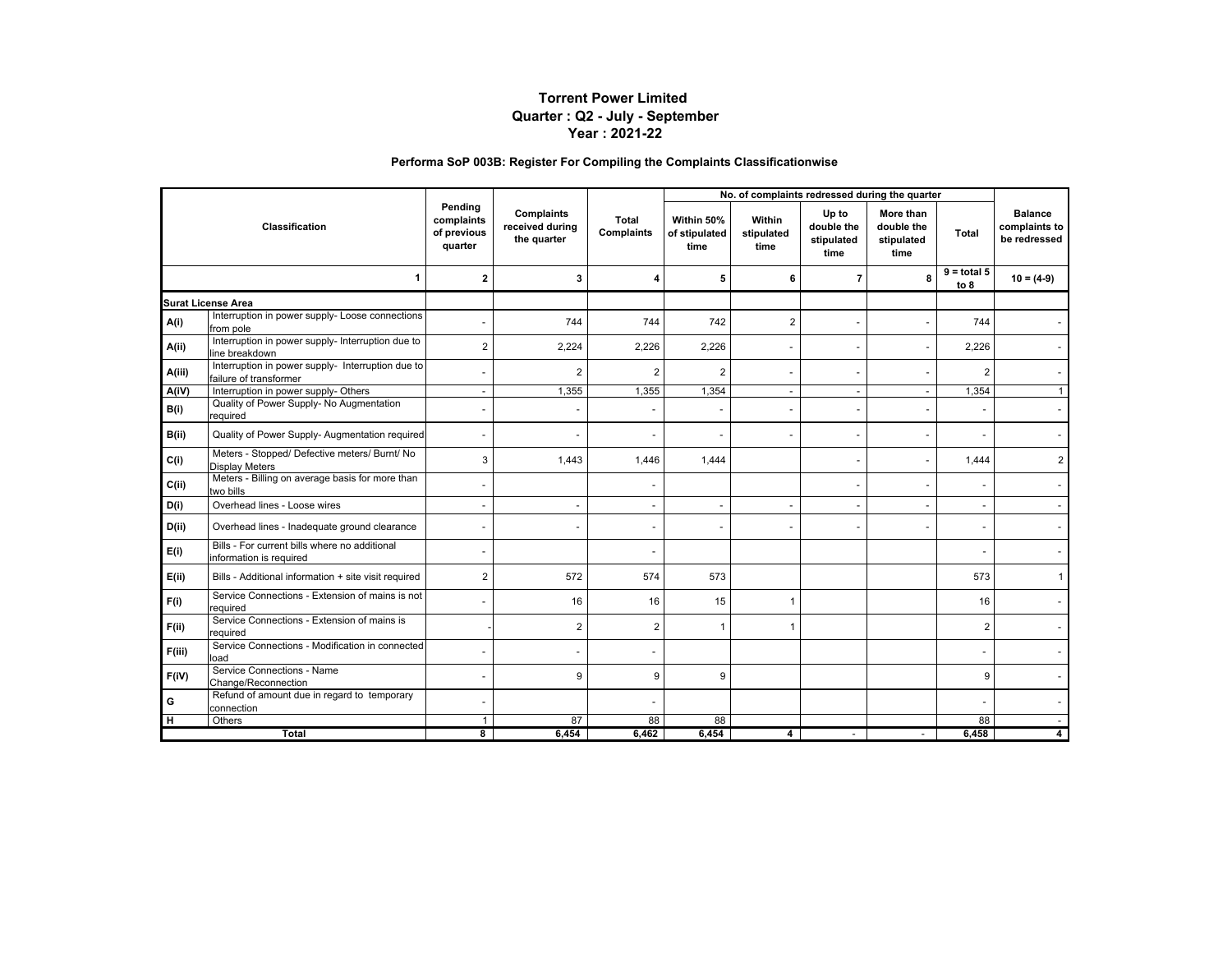**Torrent Power Limited**
**Quarter : Q2 - July - September**
**Year : 2021-22**

**Performa SoP 003B: Register For Compiling the Complaints Classificationwise**

| Classification | | Pending complaints of previous quarter | Complaints received during the quarter | Total Complaints | No. of complaints redressed during the quarter | | | | | Balance complaints to be redressed |
|---|---|---|---|---|---|---|---|---|---|---|
| | | | | | Within 50% of stipulated time | Within stipulated time | Up to double the stipulated time | More than double the stipulated time | Total | |
| | 1 | 2 | 3 | 4 | 5 | 6 | 7 | 8 | 9 = total 5 to 8 | 10 = (4-9) |
| **Surat License Area** | | | | | | | | | | |
| A(i) | Interruption in power supply- Loose connections from pole | - | 744 | 744 | 742 | 2 | - | - | 744 | - |
| A(ii) | Interruption in power supply- Interruption due to line breakdown | 2 | 2,224 | 2,226 | 2,226 | - | - | - | 2,226 | - |
| A(iii) | Interruption in power supply- Interruption due to failure of transformer | - | 2 | 2 | 2 | - | - | - | 2 | - |
| A(iV) | Interruption in power supply- Others | - | 1,355 | 1,355 | 1,354 | - | - | - | 1,354 | 1 |
| B(i) | Quality of Power Supply- No Augmentation required | - | - | - | - | - | - | - | - | - |
| B(ii) | Quality of Power Supply- Augmentation required | - | - | - | - | - | - | - | - | - |
| C(i) | Meters - Stopped/ Defective meters/ Burnt/ No Display Meters | 3 | 1,443 | 1,446 | 1,444 | | - | - | 1,444 | 2 |
| C(ii) | Meters - Billing on average basis for more than two bills | - | | - | | | - | - | - | - |
| D(i) | Overhead lines - Loose wires | - | - | - | - | - | - | - | - | - |
| D(ii) | Overhead lines - Inadequate ground clearance | - | - | - | - | - | - | - | - | - |
| E(i) | Bills - For current bills where no additional information is required | - | | - | | | | | - | - |
| E(ii) | Bills - Additional information + site visit required | 2 | 572 | 574 | 573 | | | | 573 | 1 |
| F(i) | Service Connections - Extension of mains is not required | - | 16 | 16 | 15 | 1 | | | 16 | - |
| F(ii) | Service Connections - Extension of mains is required | - | 2 | 2 | 1 | 1 | | | 2 | - |
| F(iii) | Service Connections - Modification in connected load | - | - | - | | | | | - | - |
| F(iV) | Service Connections - Name Change/Reconnection | - | 9 | 9 | 9 | | | | 9 | - |
| G | Refund of amount due in regard to temporary connection | - | | - | | | | | - | - |
| H | Others | 1 | 87 | 88 | 88 | | | | 88 | - |
| **Total** | | **8** | **6,454** | **6,462** | **6,454** | **4** | **-** | **-** | **6,458** | **4** |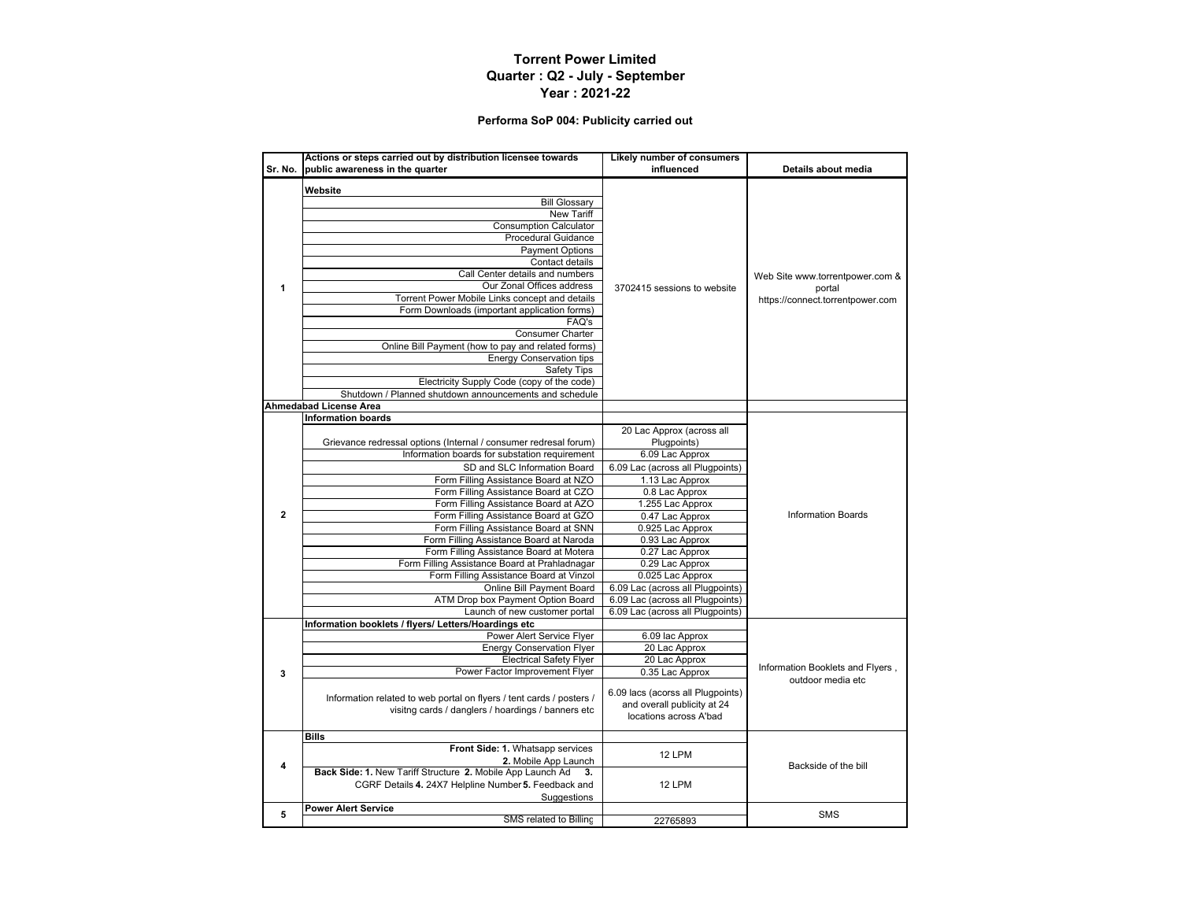# Torrent Power Limited

## Quarter : Q2 - July - September

## Year : 2021-22

### Performa SoP 004: Publicity carried out

| Sr. No. | Actions or steps carried out by distribution licensee towards public awareness in the quarter | Likely number of consumers influenced | Details about media |
|---|---|---|---|
| 1 | **Website** | 3702415 sessions to website | Web Site www.torrentpower.com & portal https://connect.torrentpower.com |
| | Bill Glossary | | |
| | New Tariff | | |
| | Consumption Calculator | | |
| | Procedural Guidance | | |
| | Payment Options | | |
| | Contact details | | |
| | Call Center details and numbers | | |
| | Our Zonal Offices address | | |
| | Torrent Power Mobile Links concept and details | | |
| | Form Downloads (important application forms) | | |
| | FAQ's | | |
| | Consumer Charter | | |
| | Online Bill Payment (how to pay and related forms) | | |
| | Energy Conservation tips | | |
| | Safety Tips | | |
| | Electricity Supply Code (copy of the code) | | |
| | Shutdown / Planned shutdown announcements and schedule | | |
| **Ahmedabad License Area** | | | |
| 2 | **Information boards** | | Information Boards |
| | Grievance redressal options (Internal / consumer redresal forum) | 20 Lac Approx (across all Plugpoints) | |
| | Information boards for substation requirement | 6.09 Lac Approx | |
| | SD and SLC Information Board | 6.09 Lac (across all Plugpoints) | |
| | Form Filling Assistance Board at NZO | 1.13 Lac Approx | |
| | Form Filling Assistance Board at CZO | 0.8 Lac Approx | |
| | Form Filling Assistance Board at AZO | 1.255 Lac Approx | |
| | Form Filling Assistance Board at GZO | 0.47 Lac Approx | |
| | Form Filling Assistance Board at SNN | 0.925 Lac Approx | |
| | Form Filling Assistance Board at Naroda | 0.93 Lac Approx | |
| | Form Filling Assistance Board at Motera | 0.27 Lac Approx | |
| | Form Filling Assistance Board at Prahladnagar | 0.29 Lac Approx | |
| | Form Filling Assistance Board at Vinzol | 0.025 Lac Approx | |
| | Online Bill Payment Board | 6.09 Lac (across all Plugpoints) | |
| | ATM Drop box Payment Option Board | 6.09 Lac (across all Plugpoints) | |
| | Launch of new customer portal | 6.09 Lac (across all Plugpoints) | |
| 3 | **Information booklets / flyers/ Letters/Hoardings etc** | | Information Booklets and Flyers , outdoor media etc |
| | Power Alert Service Flyer | 6.09 lac Approx | |
| | Energy Conservation Flyer | 20 Lac Approx | |
| | Electrical Safety Flyer | 20 Lac Approx | |
| | Power Factor Improvement Flyer | 0.35 Lac Approx | |
| | Information related to web portal on flyers / tent cards / posters / visitng cards / danglers / hoardings / banners etc | 6.09 lacs (acorss all Plugpoints) and overall publicity at 24 locations across A'bad | |
| 4 | **Bills** | | Backside of the bill |
| | **Front Side: 1.** Whatsapp services **2.** Mobile App Launch | 12 LPM | |
| | **Back Side: 1.** New Tariff Structure **2.** Mobile App Launch Ad **3.** CGRF Details **4.** 24X7 Helpline Number **5.** Feedback and Suggestions | 12 LPM | |
| 5 | **Power Alert Service** | | SMS |
| | SMS related to Billing | 22765893 | |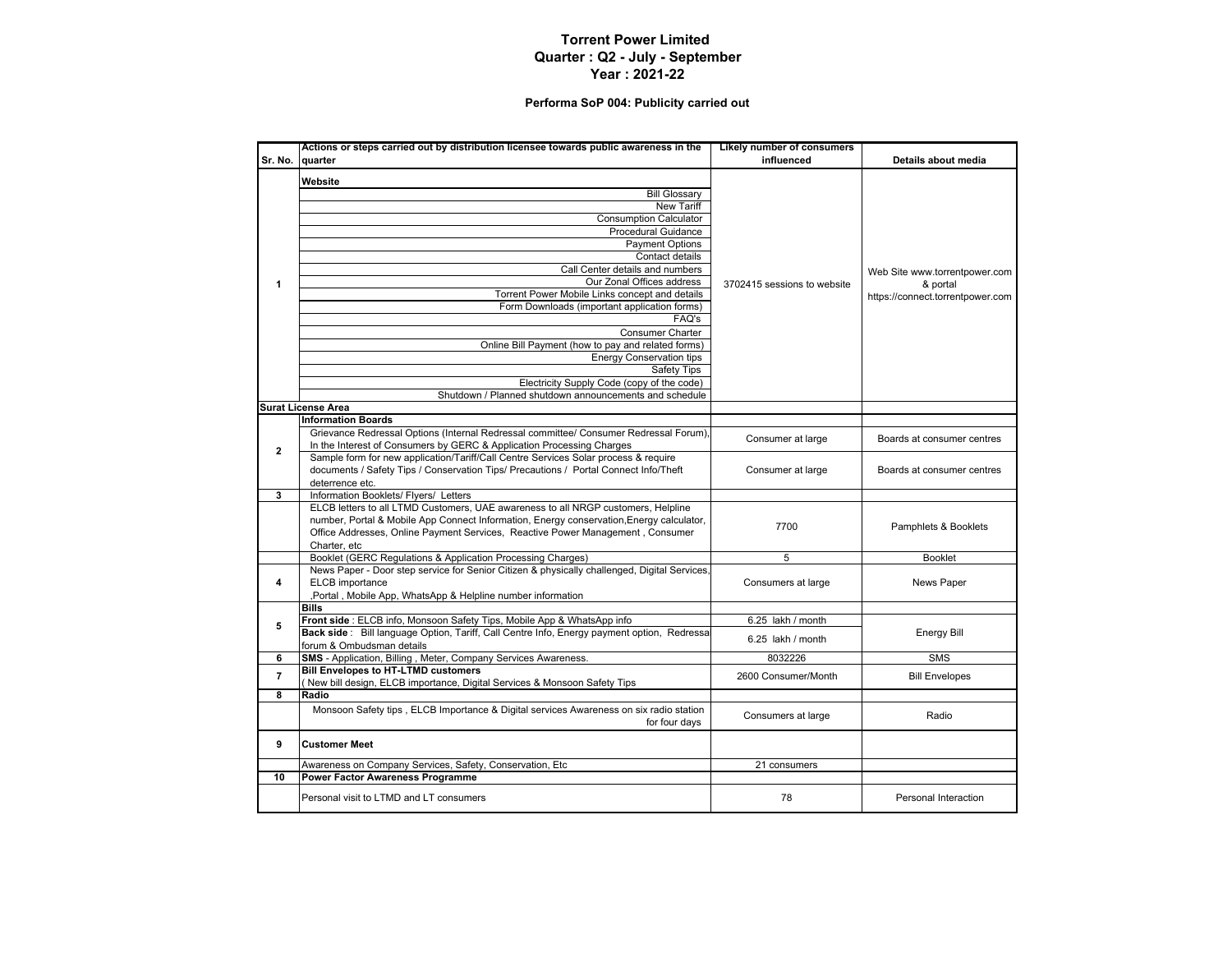**Torrent Power Limited**
**Quarter : Q2 - July - September**
**Year : 2021-22**

**Performa SoP 004: Publicity carried out**

| Sr. No. | Actions or steps carried out by distribution licensee towards public awareness in the quarter | Likely number of consumers influenced | Details about media |
|---|---|---|---|
| 1 | **Website** | 3702415 sessions to website | Web Site www.torrentpower.com & portal https://connect.torrentpower.com |
| | Bill Glossary | | |
| | New Tariff | | |
| | Consumption Calculator | | |
| | Procedural Guidance | | |
| | Payment Options | | |
| | Contact details | | |
| | Call Center details and numbers | | |
| | Our Zonal Offices address | | |
| | Torrent Power Mobile Links concept and details | | |
| | Form Downloads (important application forms) | | |
| | FAQ's | | |
| | Consumer Charter | | |
| | Online Bill Payment (how to pay and related forms) | | |
| | Energy Conservation tips | | |
| | Safety Tips | | |
| | Electricity Supply Code (copy of the code) | | |
| | Shutdown / Planned shutdown announcements and schedule | | |
| **Surat License Area** | | | |
| 2 | **Information Boards** | | |
| | Grievance Redressal Options (Internal Redressal committee/ Consumer Redressal Forum), In the Interest of Consumers by GERC & Application Processing Charges | Consumer at large | Boards at consumer centres |
| | Sample form for new application/Tariff/Call Centre Services Solar process & require documents / Safety Tips / Conservation Tips/ Precautions / Portal Connect Info/Theft deterrence etc. | Consumer at large | Boards at consumer centres |
| 3 | Information Booklets/ Flyers/ Letters | | |
| | ELCB letters to all LTMD Customers, UAE awareness to all NRGP customers, Helpline number, Portal & Mobile App Connect Information, Energy conservation,Energy calculator, Office Addresses, Online Payment Services, Reactive Power Management , Consumer Charter, etc | 7700 | Pamphlets & Booklets |
| | Booklet (GERC Regulations & Application Processing Charges) | 5 | Booklet |
| 4 | News Paper - Door step service for Senior Citizen & physically challenged, Digital Services, ELCB importance ,Portal , Mobile App, WhatsApp & Helpline number information | Consumers at large | News Paper |
| 5 | **Bills** | | Energy Bill |
| | **Front side** : ELCB info, Monsoon Safety Tips, Mobile App & WhatsApp info | 6.25 lakh / month | |
| | **Back side** : Bill language Option, Tariff, Call Centre Info, Energy payment option, Redressal forum & Ombudsman details | 6.25 lakh / month | |
| 6 | **SMS** - Application, Billing , Meter, Company Services Awareness. | 8032226 | SMS |
| 7 | **Bill Envelopes to HT-LTMD customers** ( New bill design, ELCB importance, Digital Services & Monsoon Safety Tips | 2600 Consumer/Month | Bill Envelopes |
| 8 | **Radio** | | |
| | Monsoon Safety tips , ELCB Importance & Digital services Awareness on six radio station for four days | Consumers at large | Radio |
| 9 | **Customer Meet** | | |
| | Awareness on Company Services, Safety, Conservation, Etc | 21 consumers | |
| 10 | **Power Factor Awareness Programme** | | |
| | Personal visit to LTMD and LT consumers | 78 | Personal Interaction |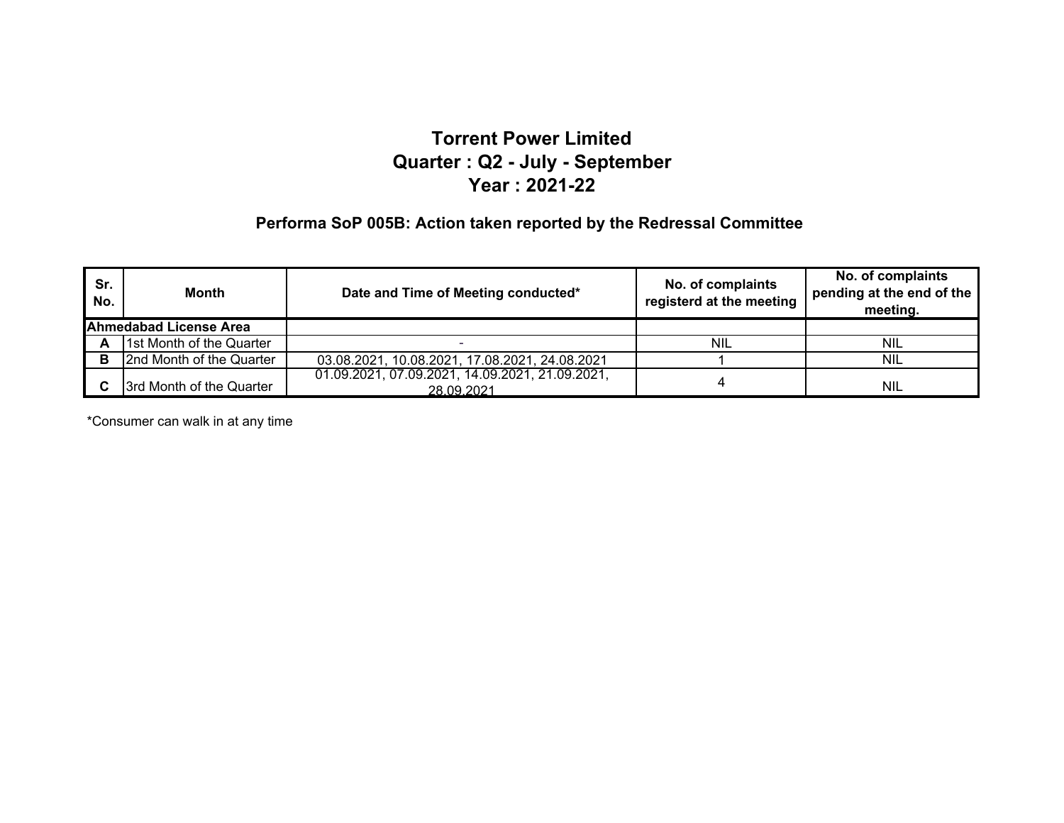# Torrent Power Limited
# Quarter : Q2 - July - September
# Year : 2021-22

## Performa SoP 005B: Action taken reported by the Redressal Committee

| Sr. No. | Month | Date and Time of Meeting conducted* | No. of complaints registerd at the meeting | No. of complaints pending at the end of the meeting. |
|---|---|---|---|---|
| **Ahmedabad License Area** | | | | |
| **A** | 1st Month of the Quarter | - | NIL | NIL |
| **B** | 2nd Month of the Quarter | 03.08.2021, 10.08.2021, 17.08.2021, 24.08.2021 | 1 | NIL |
| **C** | 3rd Month of the Quarter | 01.09.2021, 07.09.2021, 14.09.2021, 21.09.2021, 28.09.2021 | 4 | NIL |

*Consumer can walk in at any time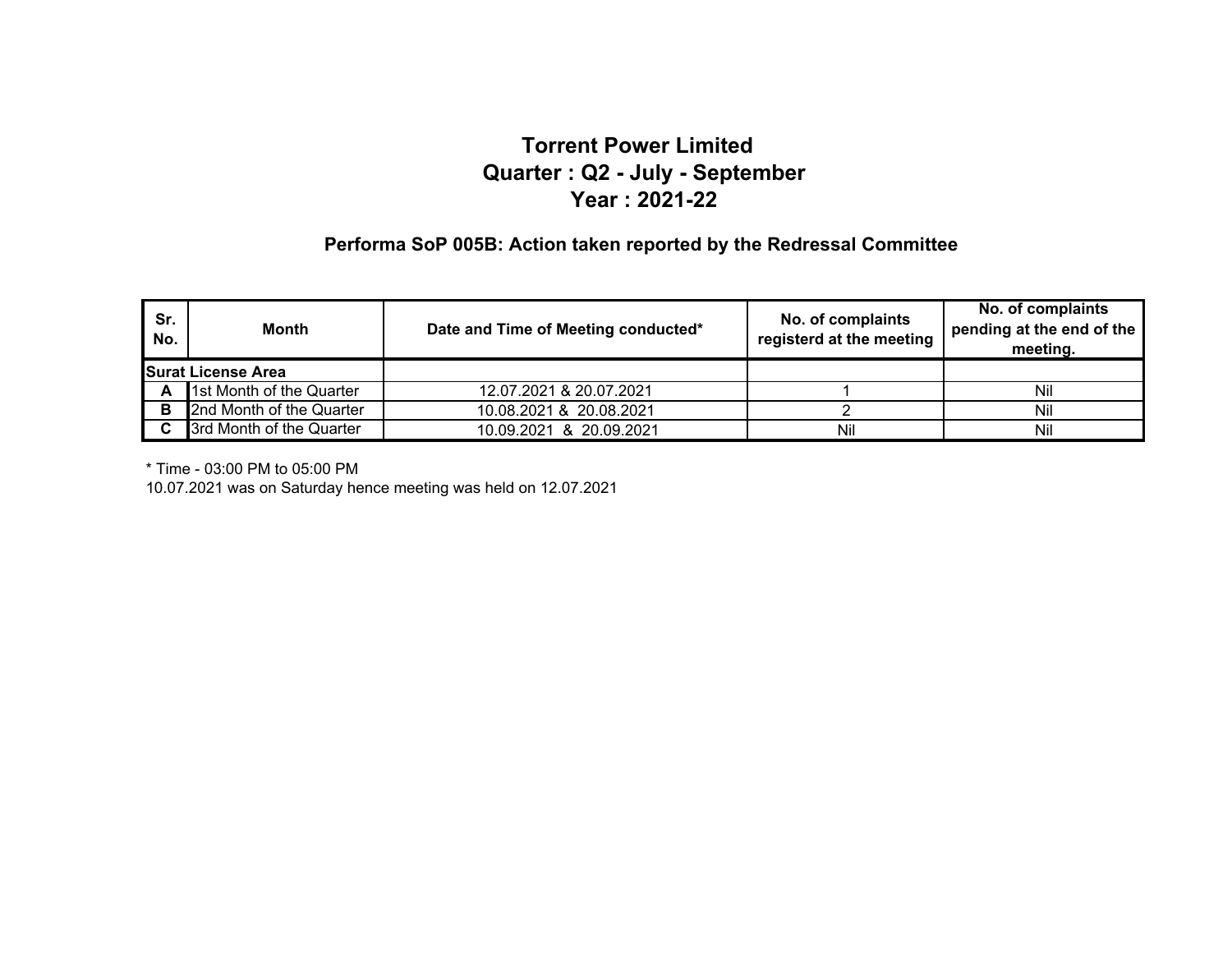# Torrent Power Limited
# Quarter : Q2 - July - September
# Year : 2021-22

### Performa SoP 005B: Action taken reported by the Redressal Committee

| Sr. No. | Month | Date and Time of Meeting conducted* | No. of complaints registerd at the meeting | No. of complaints pending at the end of the meeting. |
|---|---|---|---|---|
| **Surat License Area** | | | | |
| **A** | 1st Month of the Quarter | 12.07.2021 & 20.07.2021 | 1 | Nil |
| **B** | 2nd Month of the Quarter | 10.08.2021 & 20.08.2021 | 2 | Nil |
| **C** | 3rd Month of the Quarter | 10.09.2021 & 20.09.2021 | Nil | Nil |

* Time - 03:00 PM to 05:00 PM

10.07.2021 was on Saturday hence meeting was held on 12.07.2021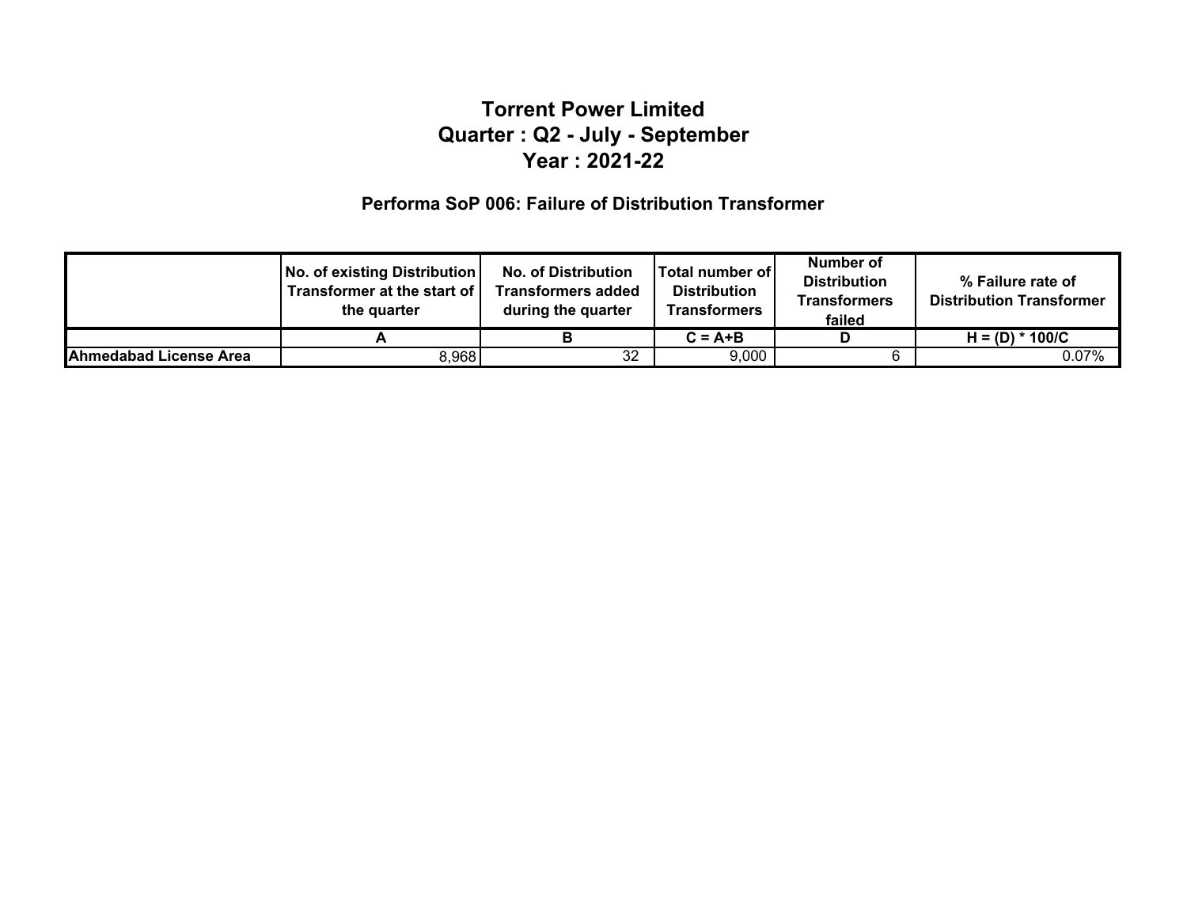# Torrent Power Limited
# Quarter : Q2 - July - September
# Year : 2021-22

## Performa SoP 006: Failure of Distribution Transformer

| | No. of existing Distribution Transformer at the start of the quarter | No. of Distribution Transformers added during the quarter | Total number of Distribution Transformers | Number of Distribution Transformers failed | % Failure rate of Distribution Transformer |
|---|---|---|---|---|---|
| | A | B | C = A+B | D | H = (D) * 100/C |
| **Ahmedabad License Area** | 8,968 | 32 | 9,000 | 6 | 0.07% |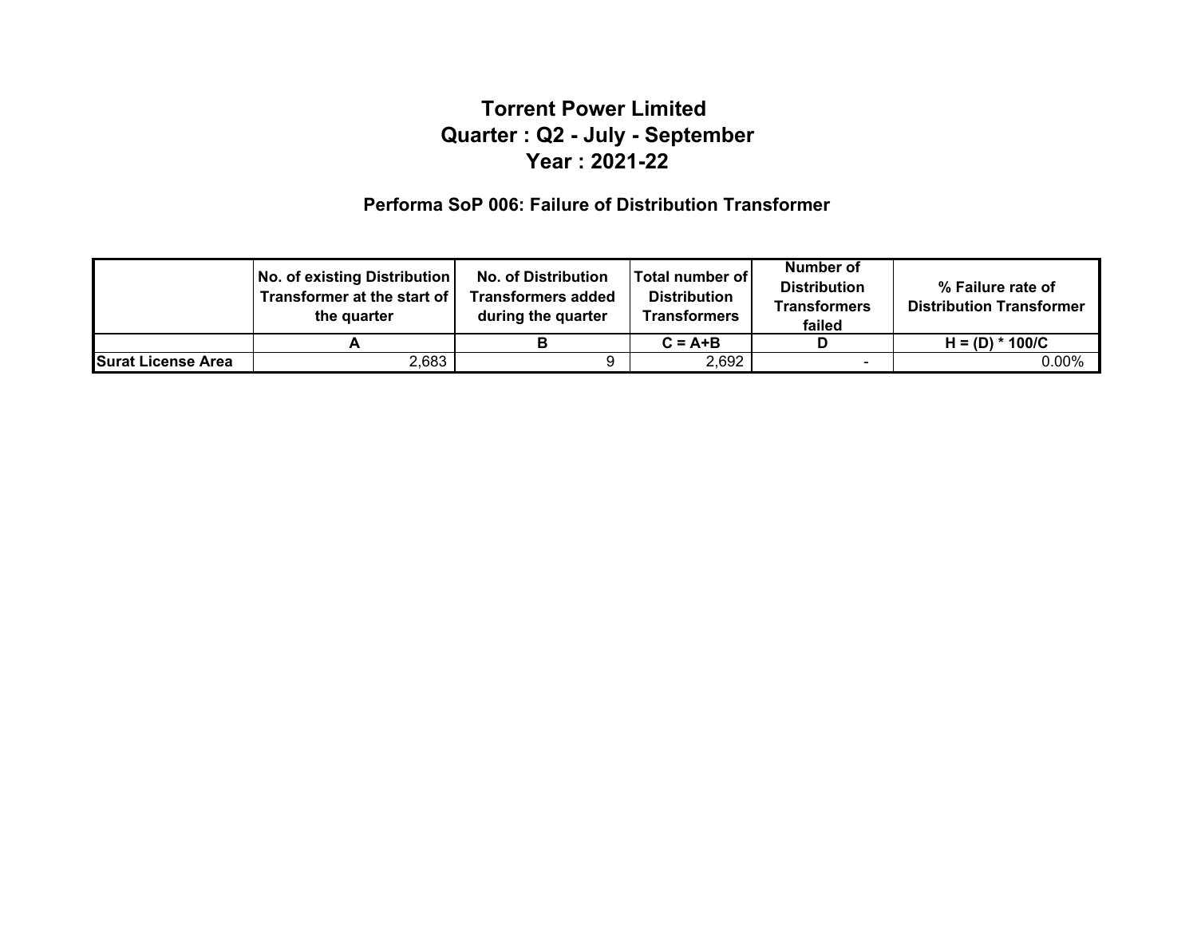# Torrent Power Limited
# Quarter : Q2 - July - September
# Year : 2021-22

## Performa SoP 006: Failure of Distribution Transformer

| | No. of existing Distribution Transformer at the start of the quarter | No. of Distribution Transformers added during the quarter | Total number of Distribution Transformers | Number of Distribution Transformers failed | % Failure rate of Distribution Transformer |
|---|---|---|---|---|---|
| | A | B | C = A+B | D | H = (D) * 100/C |
| Surat License Area | 2,683 | 9 | 2,692 | - | 0.00% |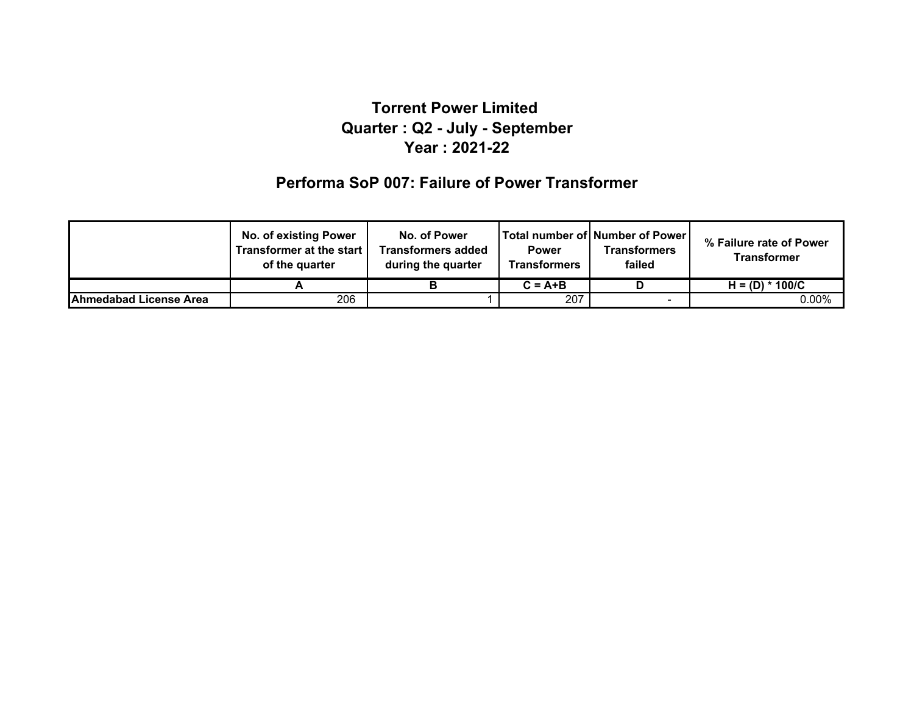# Torrent Power Limited

## Quarter : Q2 - July - September

## Year : 2021-22

## Performa SoP 007: Failure of Power Transformer

| | No. of existing Power Transformer at the start of the quarter | No. of Power Transformers added during the quarter | Total number of Power Transformers | Number of Power Transformers failed | % Failure rate of Power Transformer |
|---|---|---|---|---|---|
| | A | B | C = A+B | D | H = (D) * 100/C |
| **Ahmedabad License Area** | 206 | 1 | 207 | - | 0.00% |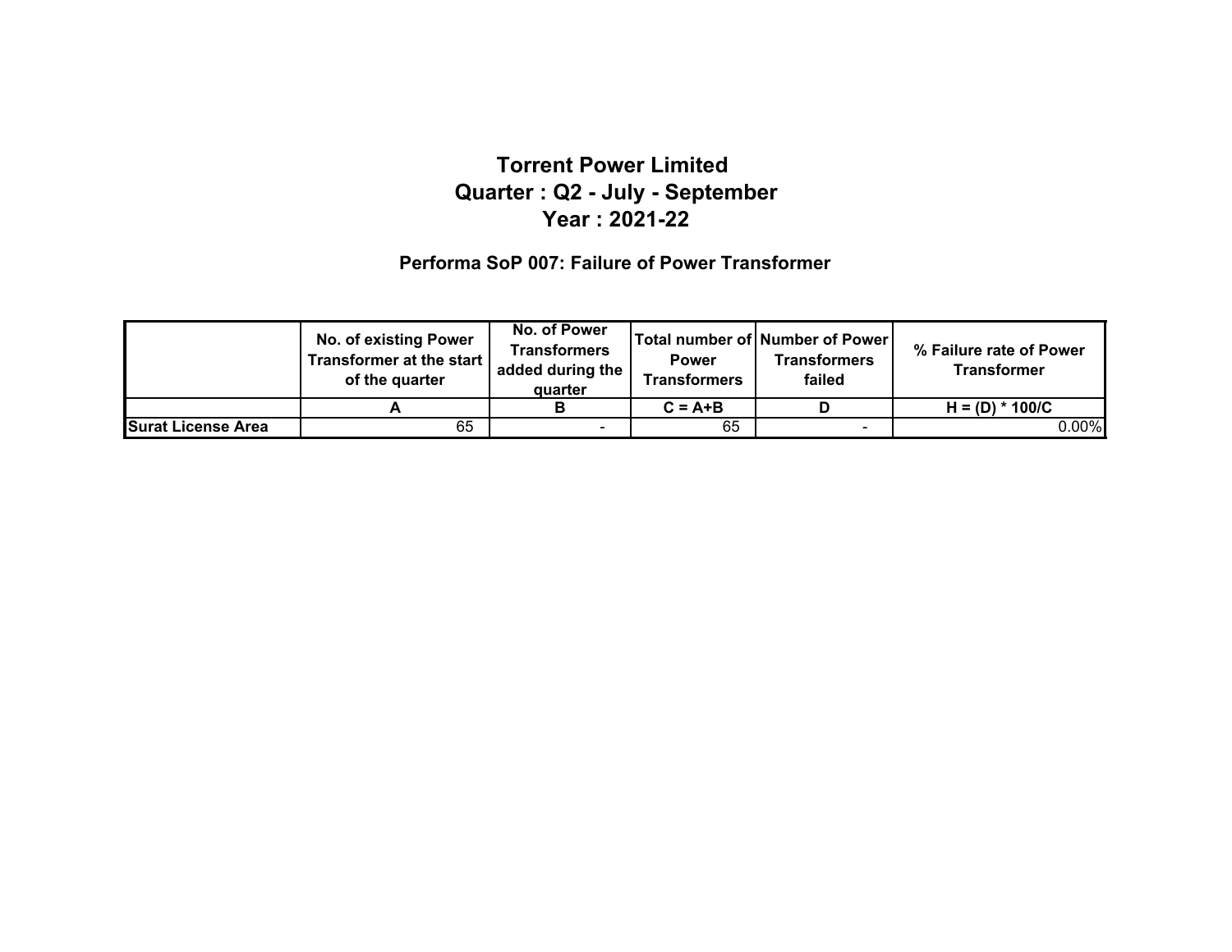# Torrent Power Limited
# Quarter : Q2 - July - September
# Year : 2021-22

## Performa SoP 007: Failure of Power Transformer

| | No. of existing Power Transformer at the start of the quarter | No. of Power Transformers added during the quarter | Total number of Power Transformers | Number of Power Transformers failed | % Failure rate of Power Transformer |
|---|---|---|---|---|---|
| | A | B | C = A+B | D | H = (D) * 100/C |
| **Surat License Area** | 65 | - | 65 | - | 0.00% |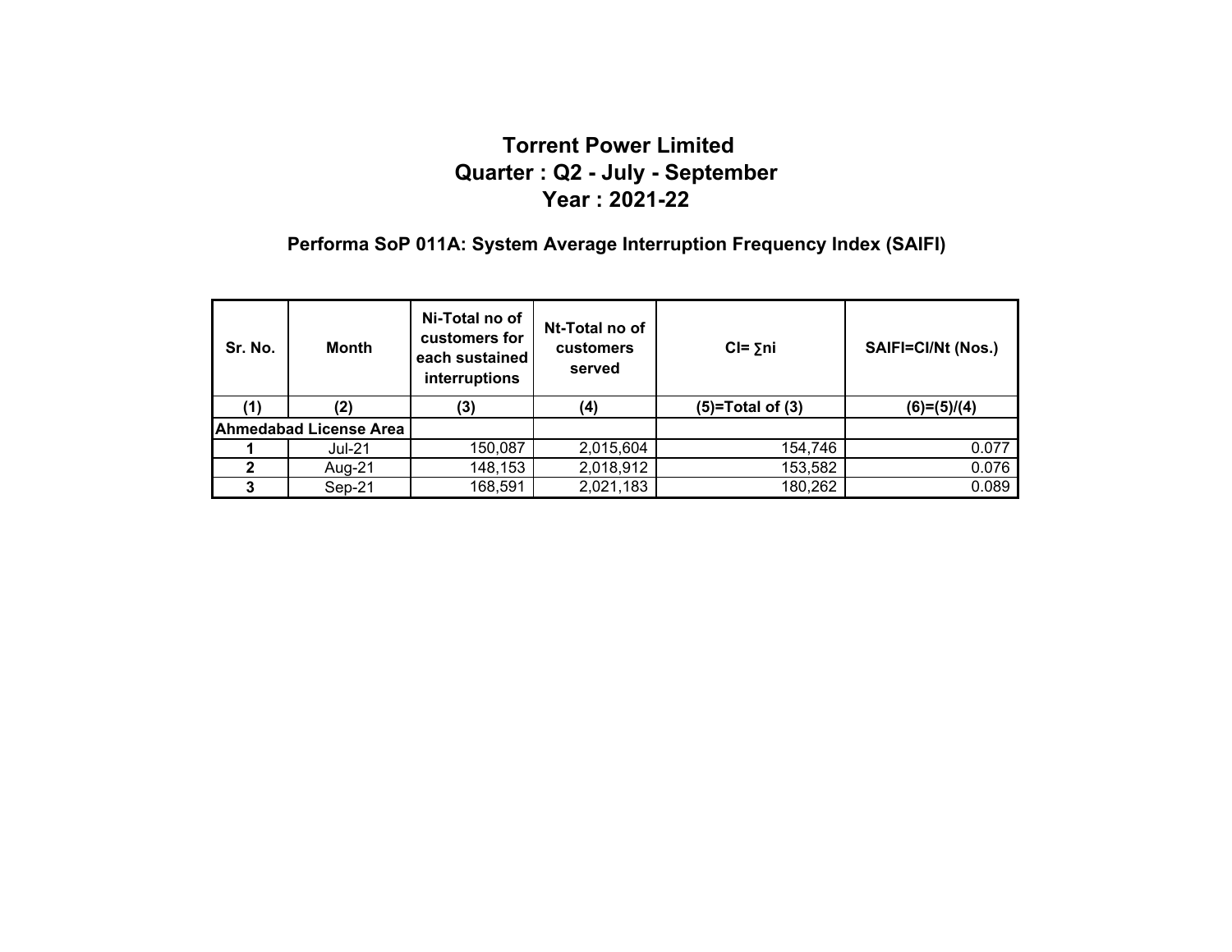# Torrent Power Limited
# Quarter : Q2 - July - September
# Year : 2021-22

## Performa SoP 011A: System Average Interruption Frequency Index (SAIFI)

| Sr. No. | Month | Ni-Total no of customers for each sustained interruptions | Nt-Total no of customers served | CI= ∑ni | SAIFI=CI/Nt (Nos.) |
|---|---|---|---|---|---|
| (1) | (2) | (3) | (4) | (5)=Total of (3) | (6)=(5)/(4) |
| Ahmedabad License Area | | | | | |
| 1 | Jul-21 | 150,087 | 2,015,604 | 154,746 | 0.077 |
| 2 | Aug-21 | 148,153 | 2,018,912 | 153,582 | 0.076 |
| 3 | Sep-21 | 168,591 | 2,021,183 | 180,262 | 0.089 |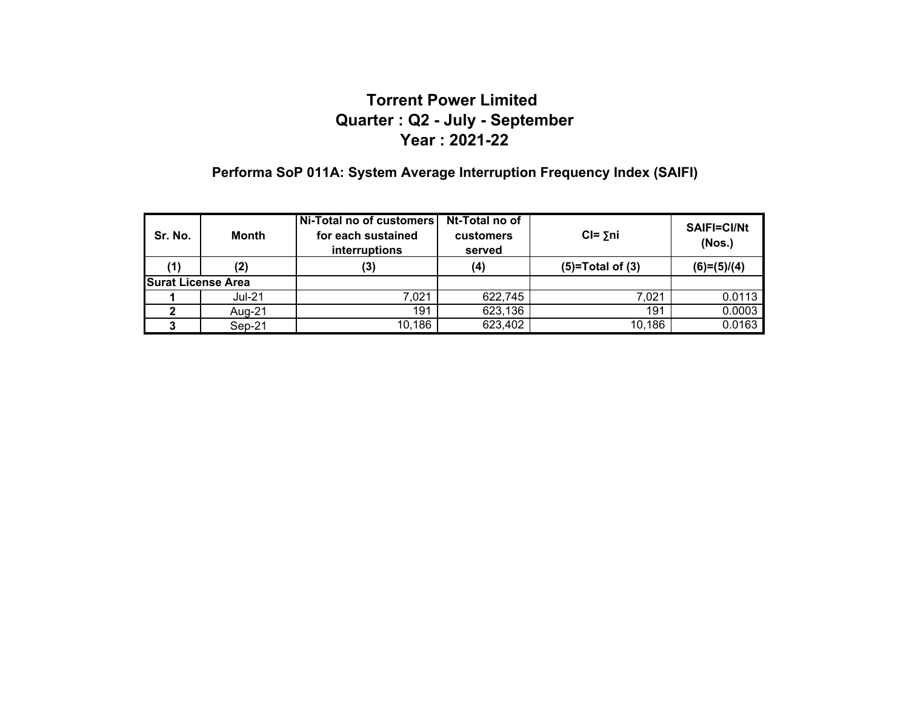# Torrent Power Limited
## Quarter : Q2 - July - September
## Year : 2021-22

### Performa SoP 011A: System Average Interruption Frequency Index (SAIFI)

| Sr. No. | Month | Ni-Total no of customers for each sustained interruptions | Nt-Total no of customers served | CI= ∑ni | SAIFI=CI/Nt (Nos.) |
|---|---|---|---|---|---|
| (1) | (2) | (3) | (4) | (5)=Total of (3) | (6)=(5)/(4) |
| **Surat License Area** | | | | | |
| **1** | Jul-21 | 7,021 | 622,745 | 7,021 | 0.0113 |
| **2** | Aug-21 | 191 | 623,136 | 191 | 0.0003 |
| **3** | Sep-21 | 10,186 | 623,402 | 10,186 | 0.0163 |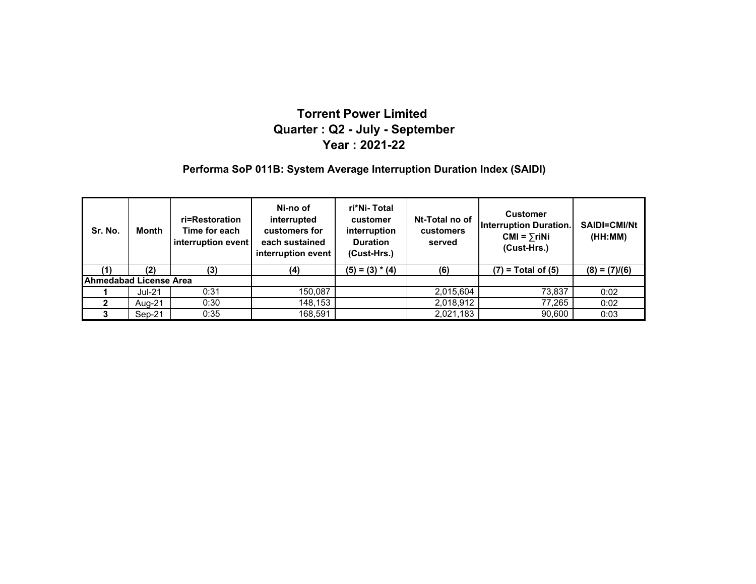# Torrent Power Limited

## Quarter : Q2 - July - September

## Year : 2021-22

### Performa SoP 011B: System Average Interruption Duration Index (SAIDI)

| Sr. No. | Month | ri=Restoration Time for each interruption event | Ni-no of interrupted customers for each sustained interruption event | ri*Ni- Total customer interruption Duration (Cust-Hrs.) | Nt-Total no of customers served | Customer Interruption Duration. CMI = ∑riNi (Cust-Hrs.) | SAIDI=CMI/Nt (HH:MM) |
|---|---|---|---|---|---|---|---|
| (1) | (2) | (3) | (4) | (5) = (3) * (4) | (6) | (7) = Total of (5) | (8) = (7)/(6) |
| **Ahmedabad License Area** | | | | | | | |
| **1** | Jul-21 | 0:31 | 150,087 | | 2,015,604 | 73,837 | 0:02 |
| **2** | Aug-21 | 0:30 | 148,153 | | 2,018,912 | 77,265 | 0:02 |
| **3** | Sep-21 | 0:35 | 168,591 | | 2,021,183 | 90,600 | 0:03 |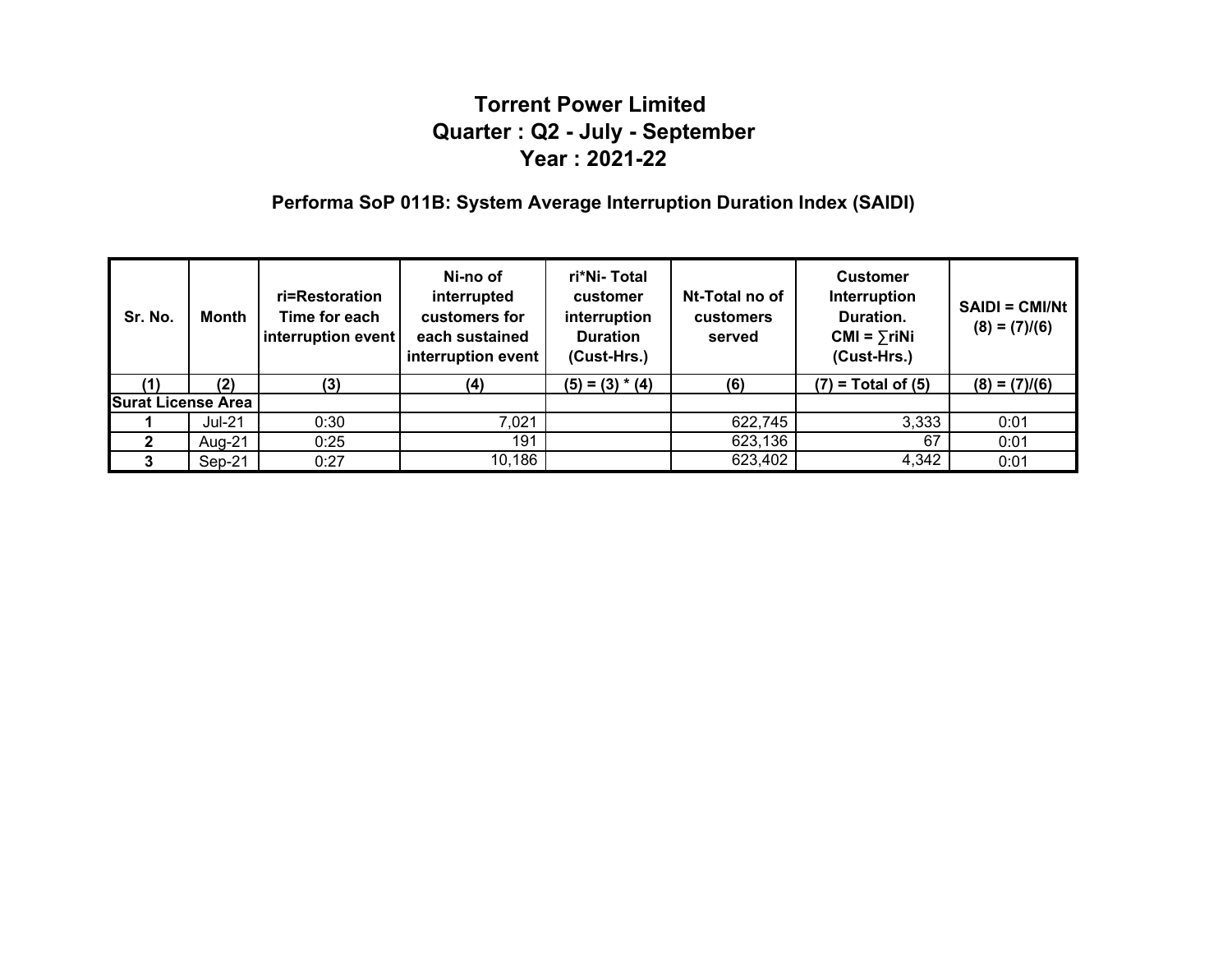# Torrent Power Limited
## Quarter : Q2 - July - September
## Year : 2021-22

### Performa SoP 011B: System Average Interruption Duration Index (SAIDI)

| Sr. No. | Month | ri=Restoration Time for each interruption event | Ni-no of interrupted customers for each sustained interruption event | ri*Ni- Total customer interruption Duration (Cust-Hrs.) | Nt-Total no of customers served | Customer Interruption Duration. CMI = ∑riNi (Cust-Hrs.) | SAIDI = CMI/Nt (8) = (7)/(6) |
|---|---|---|---|---|---|---|---|
| (1) | (2) | (3) | (4) | (5) = (3) * (4) | (6) | (7) = Total of (5) | (8) = (7)/(6) |
| **Surat License Area** | | | | | | | |
| 1 | Jul-21 | 0:30 | 7,021 | | 622,745 | 3,333 | 0:01 |
| 2 | Aug-21 | 0:25 | 191 | | 623,136 | 67 | 0:01 |
| 3 | Sep-21 | 0:27 | 10,186 | | 623,402 | 4,342 | 0:01 |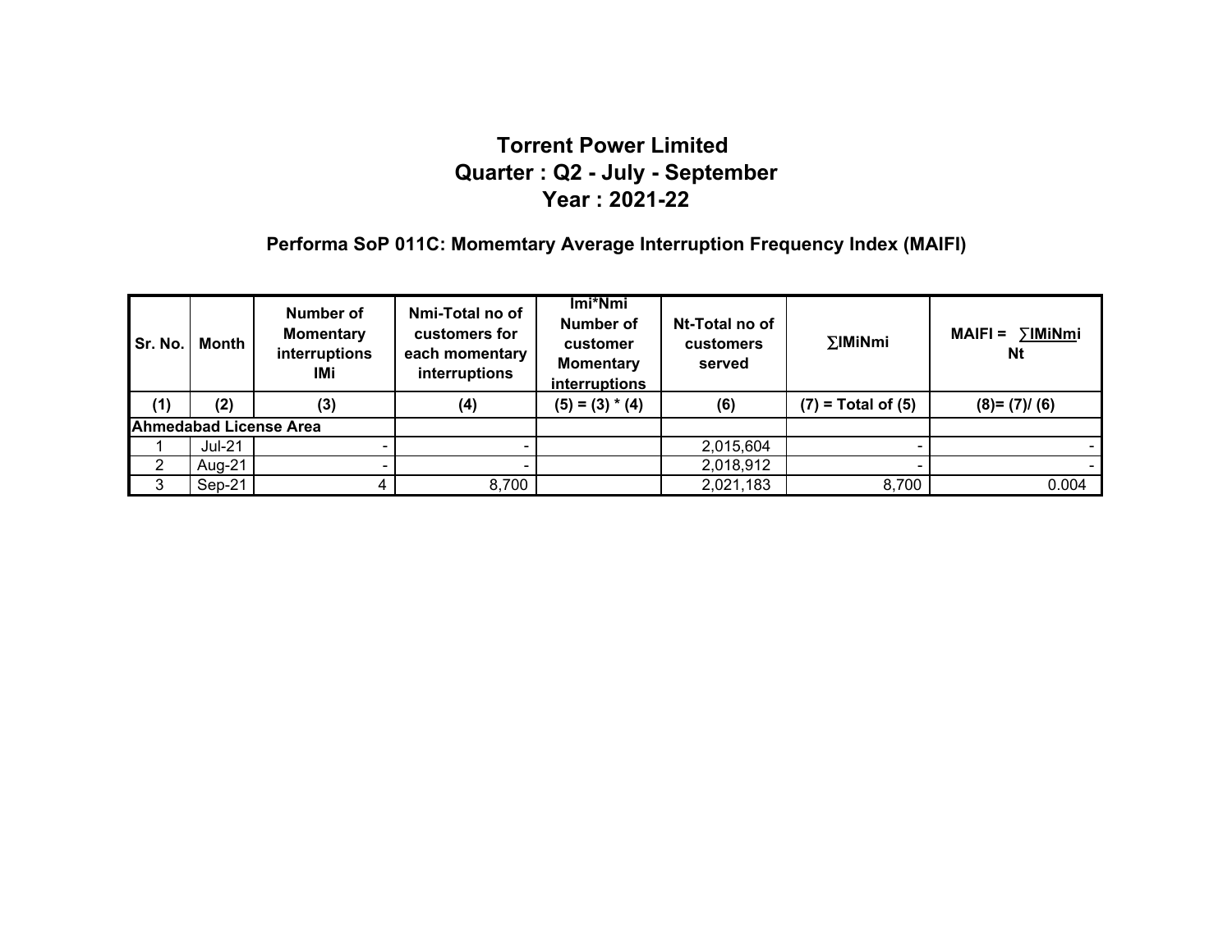# Torrent Power Limited
## Quarter : Q2 - July - September
## Year : 2021-22

### Performa SoP 011C: Momemtary Average Interruption Frequency Index (MAIFI)

| Sr. No. | Month | Number of Momentary interruptions IMi | Nmi-Total no of customers for each momentary interruptions | Imi*Nmi Number of customer Momentary interruptions | Nt-Total no of customers served | ∑IMiNmi | MAIFI = ∑IMiNmi / Nt |
|---|---|---|---|---|---|---|---|
| (1) | (2) | (3) | (4) | (5) = (3) * (4) | (6) | (7) = Total of (5) | (8)= (7)/ (6) |
| **Ahmedabad License Area** | | | | | | | |
| 1 | Jul-21 | - | - | | 2,015,604 | - | - |
| 2 | Aug-21 | - | - | | 2,018,912 | - | - |
| 3 | Sep-21 | 4 | 8,700 | | 2,021,183 | 8,700 | 0.004 |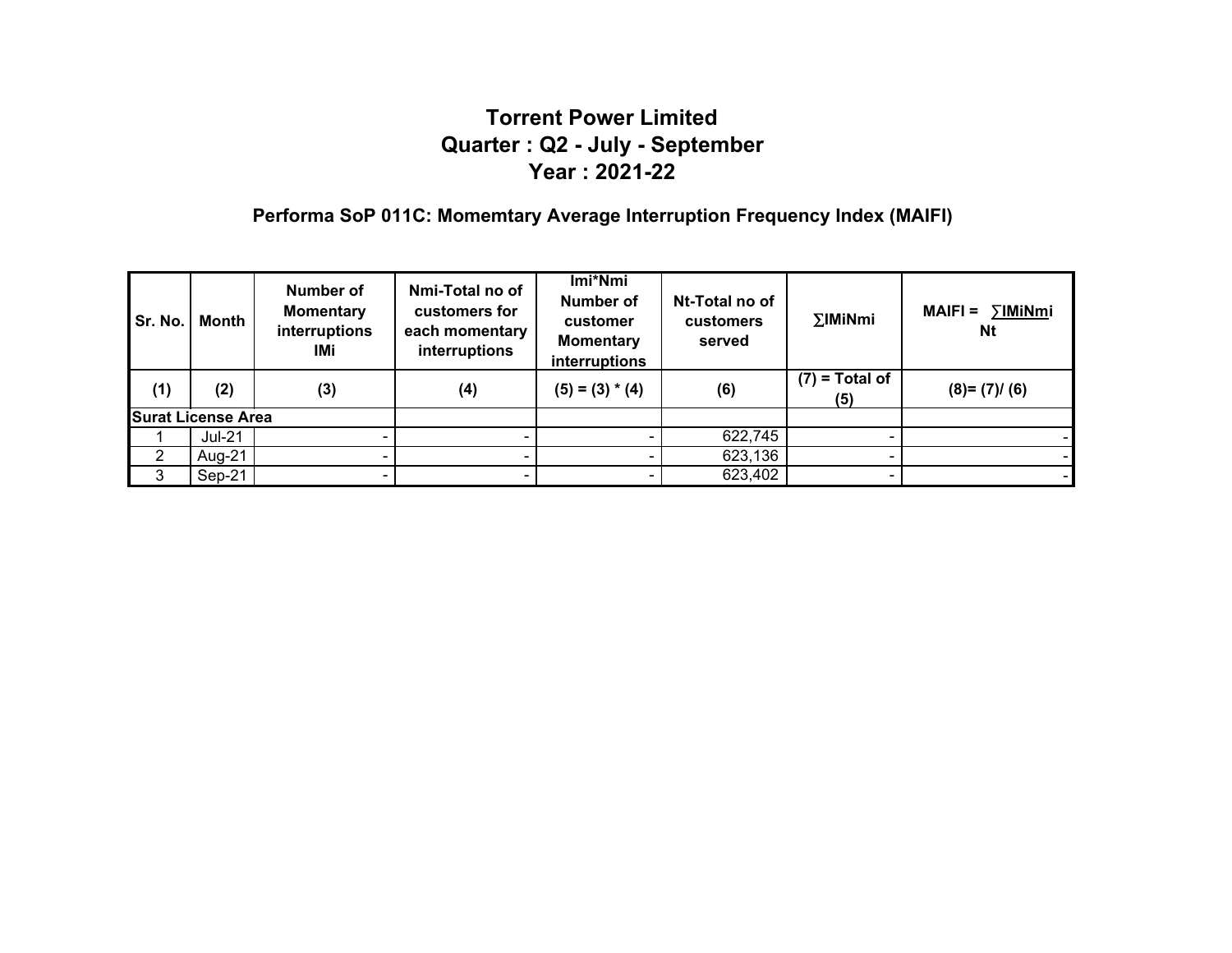# Torrent Power Limited
# Quarter : Q2 - July - September
# Year : 2021-22

## Performa SoP 011C: Momemtary Average Interruption Frequency Index (MAIFI)

| Sr. No. | Month | Number of Momentary interruptions IMi | Nmi-Total no of customers for each momentary interruptions | Imi*Nmi Number of customer Momentary interruptions | Nt-Total no of customers served | ∑IMiNmi | MAIFI = ∑IMiNmi / Nt |
|---|---|---|---|---|---|---|---|
| (1) | (2) | (3) | (4) | (5) = (3) * (4) | (6) | (7) = Total of (5) | (8)= (7)/ (6) |
| **Surat License Area** | | | | | | | |
| 1 | Jul-21 | - | - | - | 622,745 | - | - |
| 2 | Aug-21 | - | - | - | 623,136 | - | - |
| 3 | Sep-21 | - | - | - | 623,402 | - | - |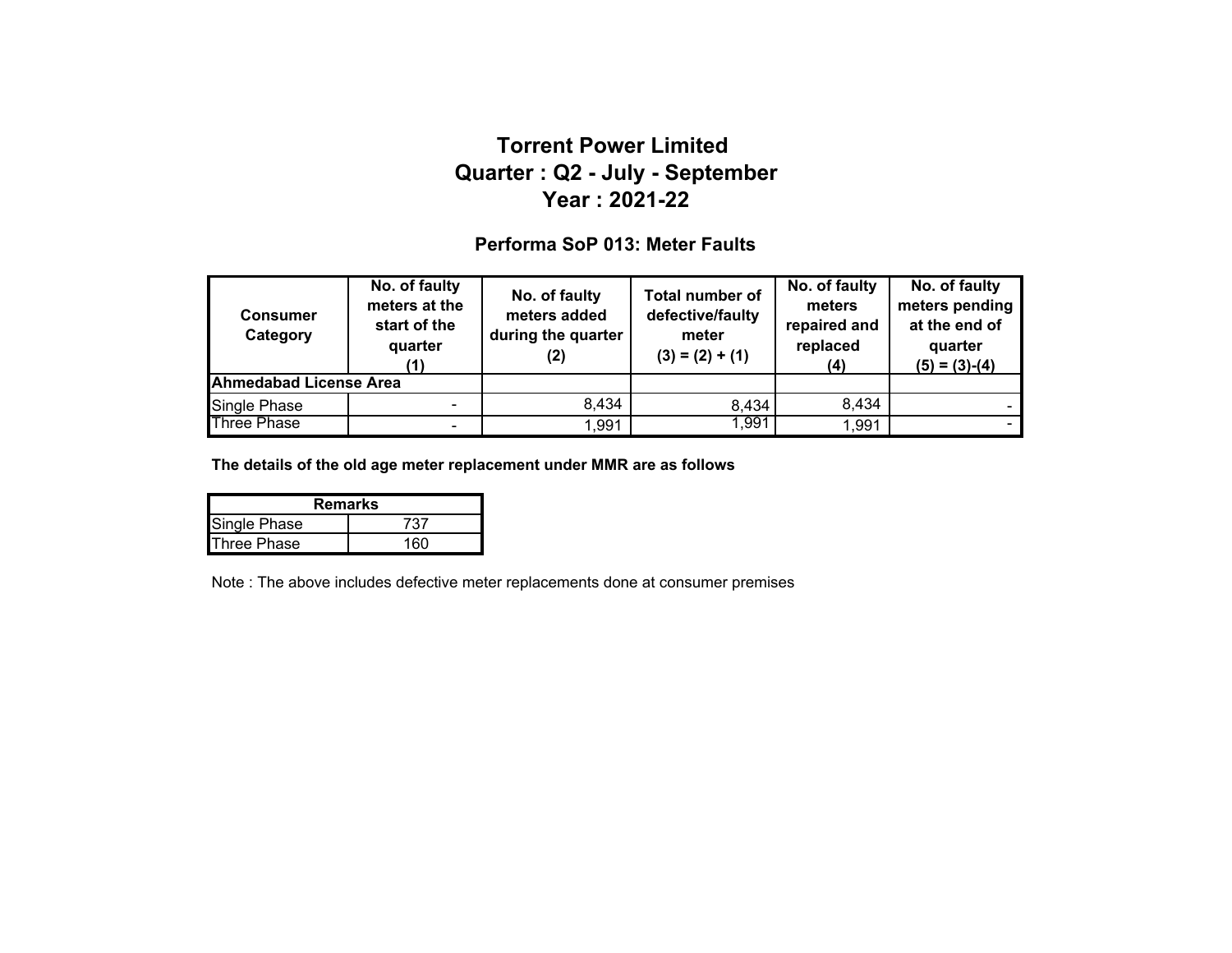# Torrent Power Limited
# Quarter : Q2 - July - September
# Year : 2021-22

### Performa SoP 013: Meter Faults

| Consumer Category | No. of faulty meters at the start of the quarter (1) | No. of faulty meters added during the quarter (2) | Total number of defective/faulty meter (3) = (2) + (1) | No. of faulty meters repaired and replaced (4) | No. of faulty meters pending at the end of quarter (5) = (3)-(4) |
|---|---|---|---|---|---|
| **Ahmedabad License Area** | | | | | |
| Single Phase | - | 8,434 | 8,434 | 8,434 | - |
| Three Phase | - | 1,991 | 1,991 | 1,991 | - |

**The details of the old age meter replacement under MMR are as follows**

| Remarks | |
|---|---|
| Single Phase | 737 |
| Three Phase | 160 |

Note : The above includes defective meter replacements done at consumer premises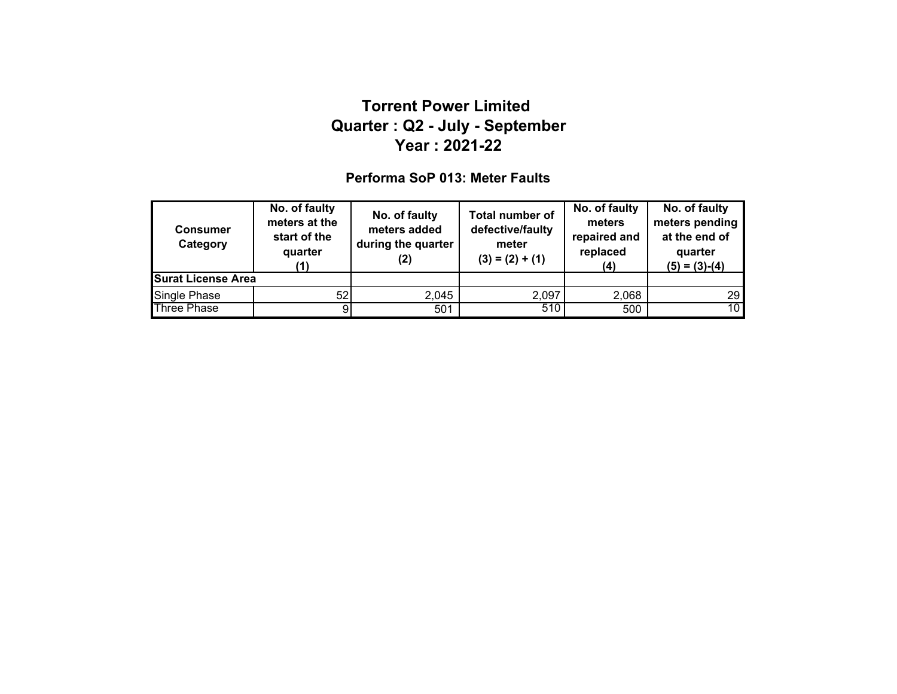# Torrent Power Limited
# Quarter : Q2 - July - September
# Year : 2021-22

## Performa SoP 013: Meter Faults

| Consumer Category | No. of faulty meters at the start of the quarter (1) | No. of faulty meters added during the quarter (2) | Total number of defective/faulty meter (3) = (2) + (1) | No. of faulty meters repaired and replaced (4) | No. of faulty meters pending at the end of quarter (5) = (3)-(4) |
|---|---|---|---|---|---|
| **Surat License Area** | | | | | |
| Single Phase | 52 | 2,045 | 2,097 | 2,068 | 29 |
| Three Phase | 9 | 501 | 510 | 500 | 10 |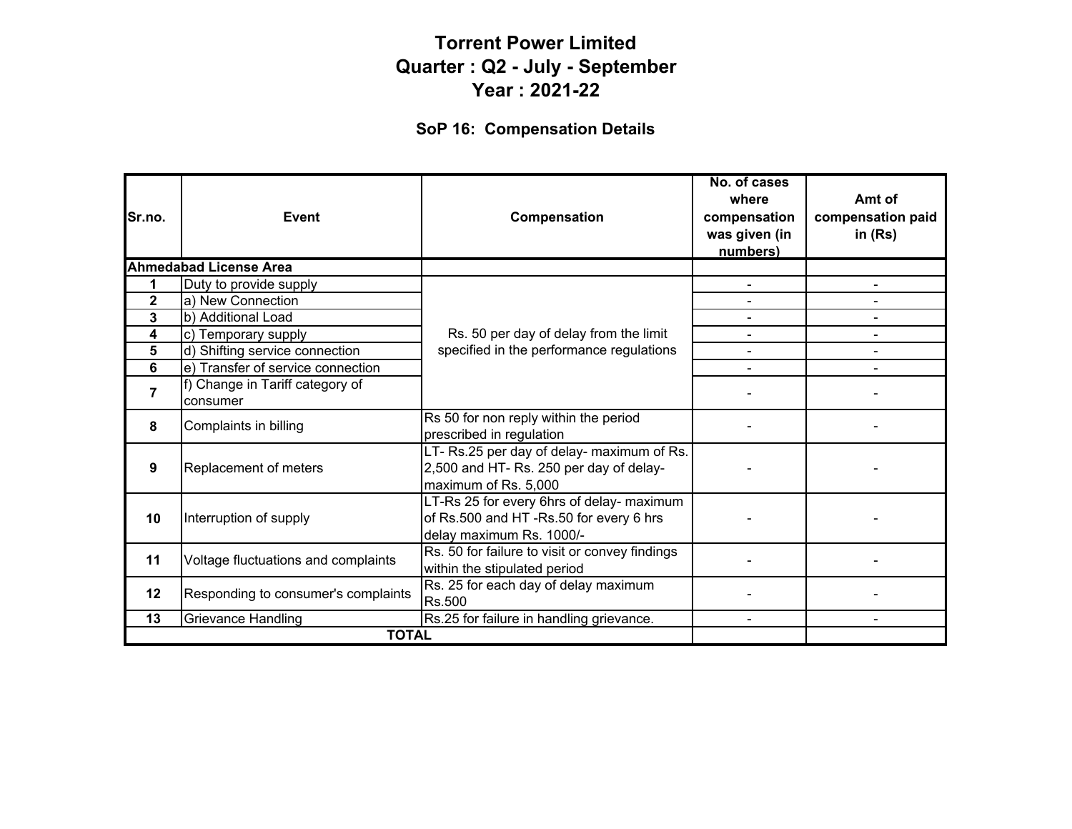# Torrent Power Limited
# Quarter : Q2 - July - September
# Year : 2021-22

## SoP 16: Compensation Details

| Sr.no. | Event | Compensation | No. of cases where compensation was given (in numbers) | Amt of compensation paid in (Rs) |
|---|---|---|---|---|
| **Ahmedabad License Area** | | | | |
| 1 | Duty to provide supply | Rs. 50 per day of delay from the limit specified in the performance regulations | - | - |
| 2 | a) New Connection | | - | - |
| 3 | b) Additional Load | | - | - |
| 4 | c) Temporary supply | | - | - |
| 5 | d) Shifting service connection | | - | - |
| 6 | e) Transfer of service connection | | - | - |
| 7 | f) Change in Tariff category of consumer | | - | - |
| 8 | Complaints in billing | Rs 50 for non reply within the period prescribed in regulation | - | - |
| 9 | Replacement of meters | LT- Rs.25 per day of delay- maximum of Rs. 2,500 and HT- Rs. 250 per day of delay- maximum of Rs. 5,000 | - | - |
| 10 | Interruption of supply | LT-Rs 25 for every 6hrs of delay- maximum of Rs.500 and HT -Rs.50 for every 6 hrs delay maximum Rs. 1000/- | - | - |
| 11 | Voltage fluctuations and complaints | Rs. 50 for failure to visit or convey findings within the stipulated period | - | - |
| 12 | Responding to consumer's complaints | Rs. 25 for each day of delay maximum Rs.500 | - | - |
| 13 | Grievance Handling | Rs.25 for failure in handling grievance. | - | - |
| **TOTAL** | | | | |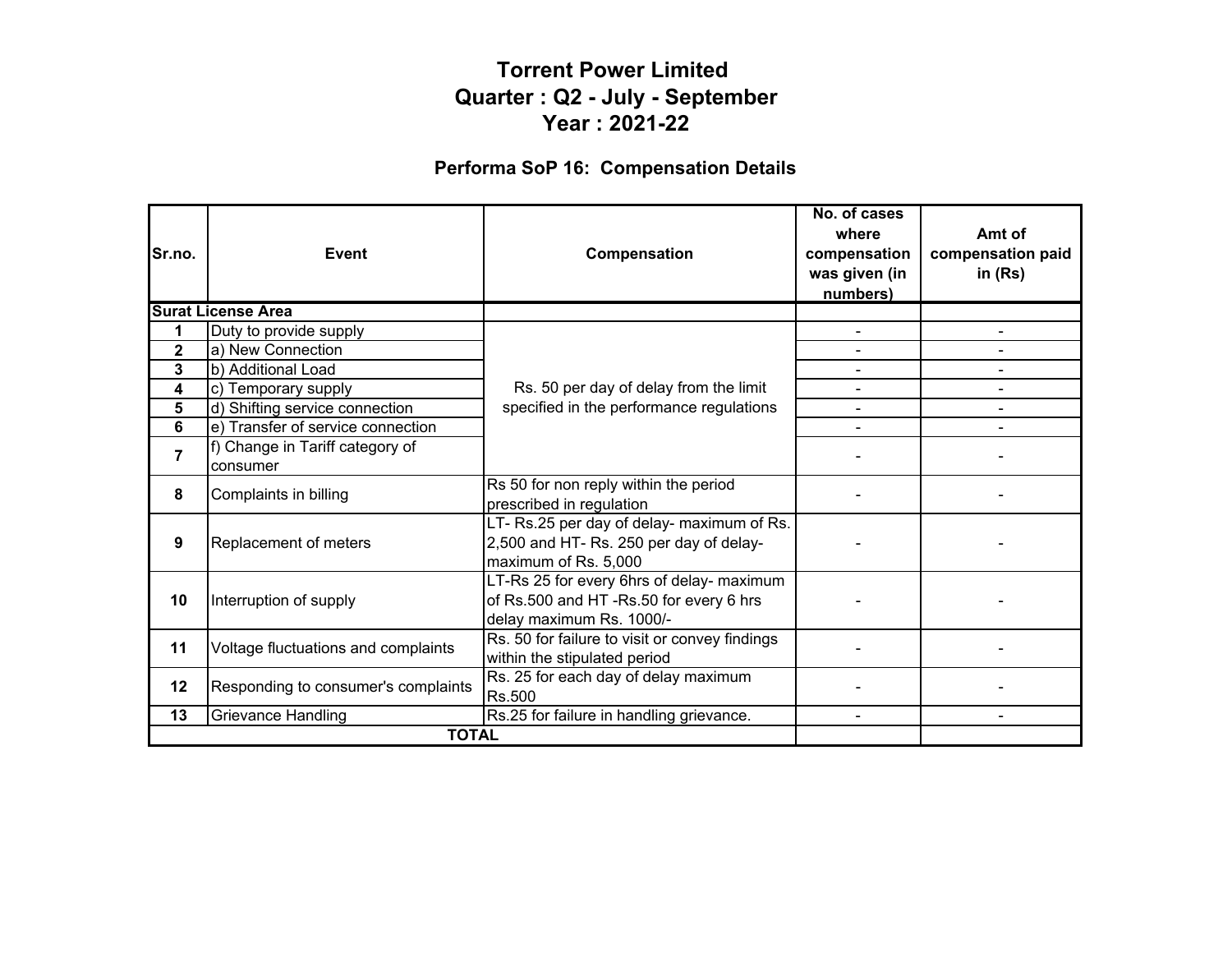# Torrent Power Limited
# Quarter : Q2 - July - September
# Year : 2021-22

## Performa SoP 16: Compensation Details

| Sr.no. | Event | Compensation | No. of cases where compensation was given (in numbers) | Amt of compensation paid in (Rs) |
|---|---|---|---|---|
| **Surat License Area** | | | | |
| **1** | Duty to provide supply | Rs. 50 per day of delay from the limit specified in the performance regulations | - | - |
| **2** | a) New Connection | | - | - |
| **3** | b) Additional Load | | - | - |
| **4** | c) Temporary supply | | - | - |
| **5** | d) Shifting service connection | | - | - |
| **6** | e) Transfer of service connection | | - | - |
| **7** | f) Change in Tariff category of consumer | | - | - |
| **8** | Complaints in billing | Rs 50 for non reply within the period prescribed in regulation | - | - |
| **9** | Replacement of meters | LT- Rs.25 per day of delay- maximum of Rs. 2,500 and HT- Rs. 250 per day of delay- maximum of Rs. 5,000 | - | - |
| **10** | Interruption of supply | LT-Rs 25 for every 6hrs of delay- maximum of Rs.500 and HT -Rs.50 for every 6 hrs delay maximum Rs. 1000/- | - | - |
| **11** | Voltage fluctuations and complaints | Rs. 50 for failure to visit or convey findings within the stipulated period | - | - |
| **12** | Responding to consumer's complaints | Rs. 25 for each day of delay maximum Rs.500 | - | - |
| **13** | Grievance Handling | Rs.25 for failure in handling grievance. | - | - |
| **TOTAL** | | | | |